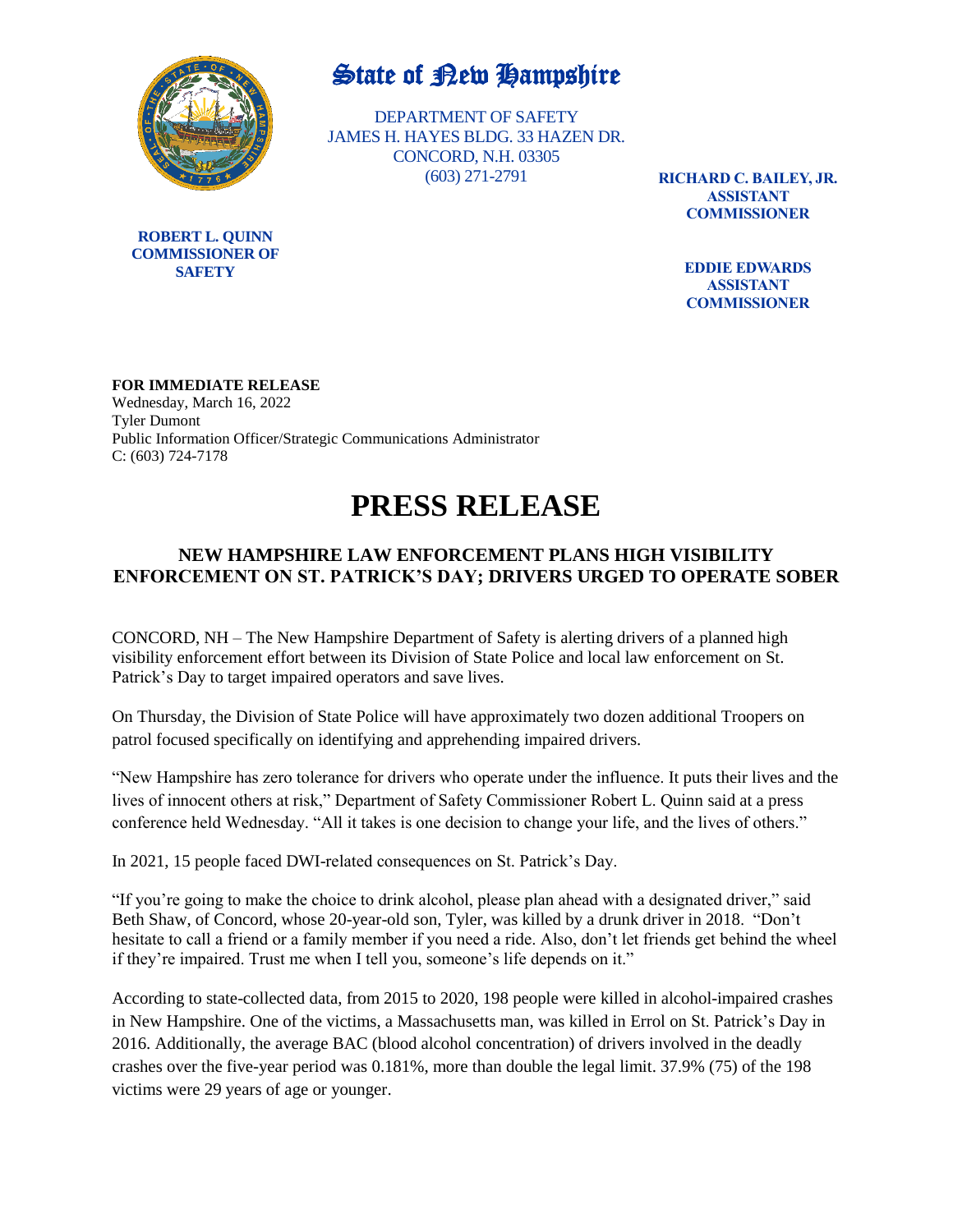# State of New Hampshire

DEPARTMENT OF SAFETY
JAMES H. HAYES BLDG. 33 HAZEN DR.
CONCORD, N.H. 03305
(603) 271-2791

**ROBERT L. QUINN**
**COMMISSIONER OF SAFETY**

**RICHARD C. BAILEY, JR.**
**ASSISTANT COMMISSIONER**

**EDDIE EDWARDS**
**ASSISTANT COMMISSIONER**

**FOR IMMEDIATE RELEASE**
Wednesday, March 16, 2022
Tyler Dumont
Public Information Officer/Strategic Communications Administrator
C: (603) 724-7178

# PRESS RELEASE

## NEW HAMPSHIRE LAW ENFORCEMENT PLANS HIGH VISIBILITY ENFORCEMENT ON ST. PATRICK'S DAY; DRIVERS URGED TO OPERATE SOBER

CONCORD, NH – The New Hampshire Department of Safety is alerting drivers of a planned high visibility enforcement effort between its Division of State Police and local law enforcement on St. Patrick's Day to target impaired operators and save lives.

On Thursday, the Division of State Police will have approximately two dozen additional Troopers on patrol focused specifically on identifying and apprehending impaired drivers.

"New Hampshire has zero tolerance for drivers who operate under the influence. It puts their lives and the lives of innocent others at risk," Department of Safety Commissioner Robert L. Quinn said at a press conference held Wednesday. "All it takes is one decision to change your life, and the lives of others."

In 2021, 15 people faced DWI-related consequences on St. Patrick's Day.

"If you're going to make the choice to drink alcohol, please plan ahead with a designated driver," said Beth Shaw, of Concord, whose 20-year-old son, Tyler, was killed by a drunk driver in 2018. "Don't hesitate to call a friend or a family member if you need a ride. Also, don't let friends get behind the wheel if they're impaired. Trust me when I tell you, someone's life depends on it."

According to state-collected data, from 2015 to 2020, 198 people were killed in alcohol-impaired crashes in New Hampshire. One of the victims, a Massachusetts man, was killed in Errol on St. Patrick's Day in 2016. Additionally, the average BAC (blood alcohol concentration) of drivers involved in the deadly crashes over the five-year period was 0.181%, more than double the legal limit. 37.9% (75) of the 198 victims were 29 years of age or younger.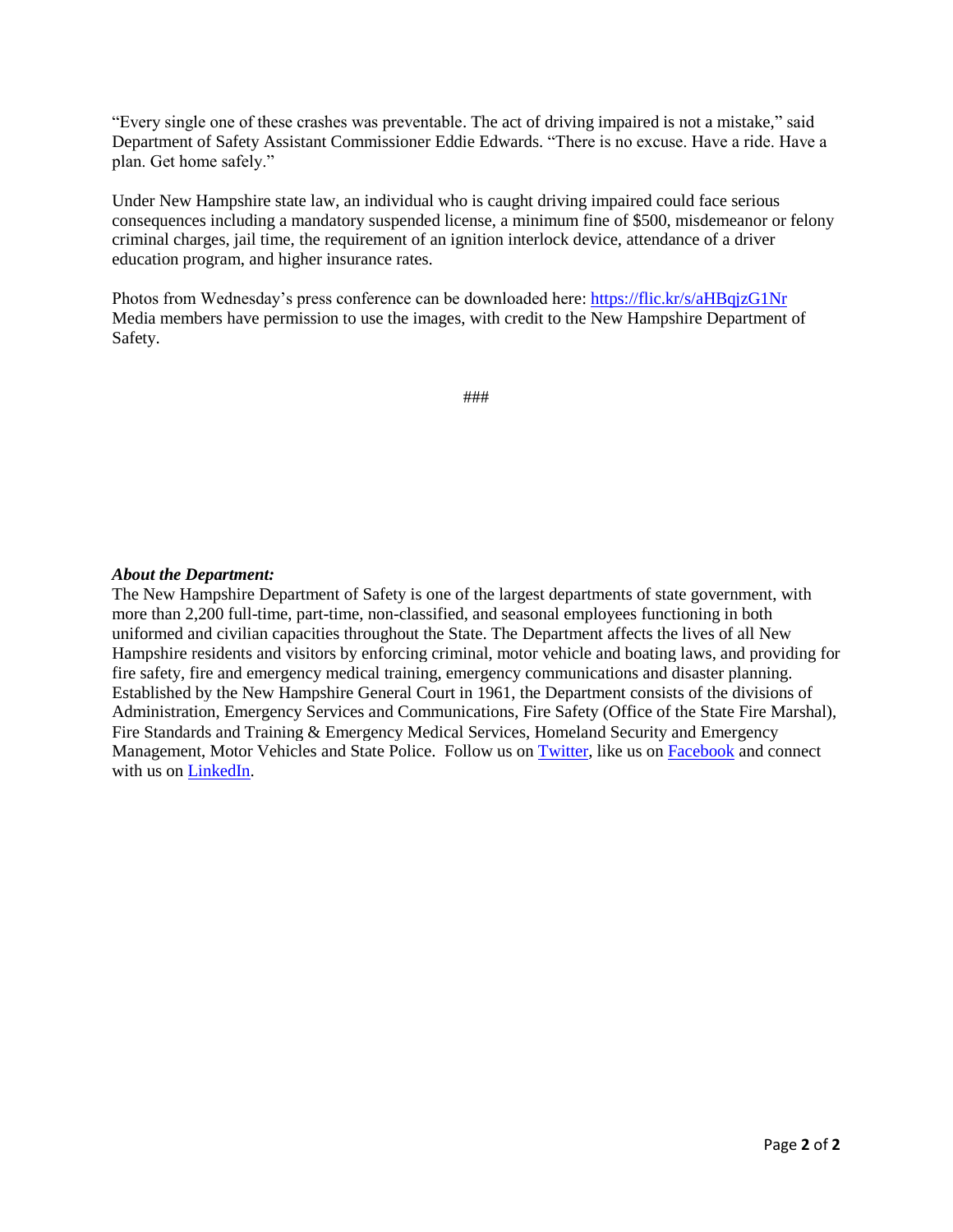"Every single one of these crashes was preventable. The act of driving impaired is not a mistake," said Department of Safety Assistant Commissioner Eddie Edwards. "There is no excuse. Have a ride. Have a plan. Get home safely."

Under New Hampshire state law, an individual who is caught driving impaired could face serious consequences including a mandatory suspended license, a minimum fine of $500, misdemeanor or felony criminal charges, jail time, the requirement of an ignition interlock device, attendance of a driver education program, and higher insurance rates.

Photos from Wednesday's press conference can be downloaded here: [https://flic.kr/s/aHBqjzG1Nr](https://flic.kr/s/aHBqjzG1Nr)
Media members have permission to use the images, with credit to the New Hampshire Department of Safety.

###

***About the Department:***
The New Hampshire Department of Safety is one of the largest departments of state government, with more than 2,200 full-time, part-time, non-classified, and seasonal employees functioning in both uniformed and civilian capacities throughout the State. The Department affects the lives of all New Hampshire residents and visitors by enforcing criminal, motor vehicle and boating laws, and providing for fire safety, fire and emergency medical training, emergency communications and disaster planning. Established by the New Hampshire General Court in 1961, the Department consists of the divisions of Administration, Emergency Services and Communications, Fire Safety (Office of the State Fire Marshal), Fire Standards and Training & Emergency Medical Services, Homeland Security and Emergency Management, Motor Vehicles and State Police. Follow us on Twitter, like us on Facebook and connect with us on LinkedIn.